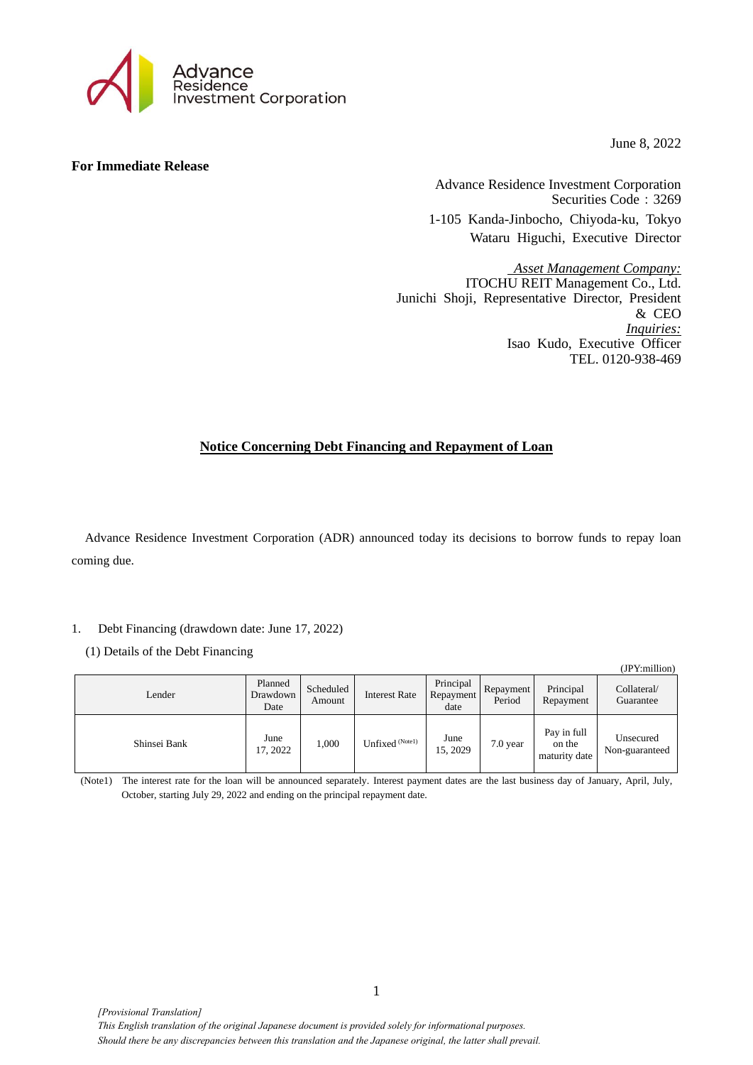June 8, 2022

**For Immediate Release**

Advance Residence Investment Corporation
Securities Code：3269
1-105 Kanda-Jinbocho, Chiyoda-ku, Tokyo
Wataru Higuchi, Executive Director

*Asset Management Company:*
ITOCHU REIT Management Co., Ltd.
Junichi Shoji, Representative Director, President & CEO
*Inquiries:*
Isao Kudo, Executive Officer
TEL. 0120-938-469

## Notice Concerning Debt Financing and Repayment of Loan

Advance Residence Investment Corporation (ADR) announced today its decisions to borrow funds to repay loan coming due.

1. Debt Financing (drawdown date: June 17, 2022)

(1) Details of the Debt Financing

(JPY:million)

| Lender | Planned Drawdown Date | Scheduled Amount | Interest Rate | Principal Repayment date | Repayment Period | Principal Repayment | Collateral/ Guarantee |
|---|---|---|---|---|---|---|---|
| Shinsei Bank | June 17, 2022 | 1,000 | Unfixed (Note1) | June 15, 2029 | 7.0 year | Pay in full on the maturity date | Unsecured Non-guaranteed |

(Note1) The interest rate for the loan will be announced separately. Interest payment dates are the last business day of January, April, July, October, starting July 29, 2022 and ending on the principal repayment date.

*[Provisional Translation]*
*This English translation of the original Japanese document is provided solely for informational purposes.*
*Should there be any discrepancies between this translation and the Japanese original, the latter shall prevail.*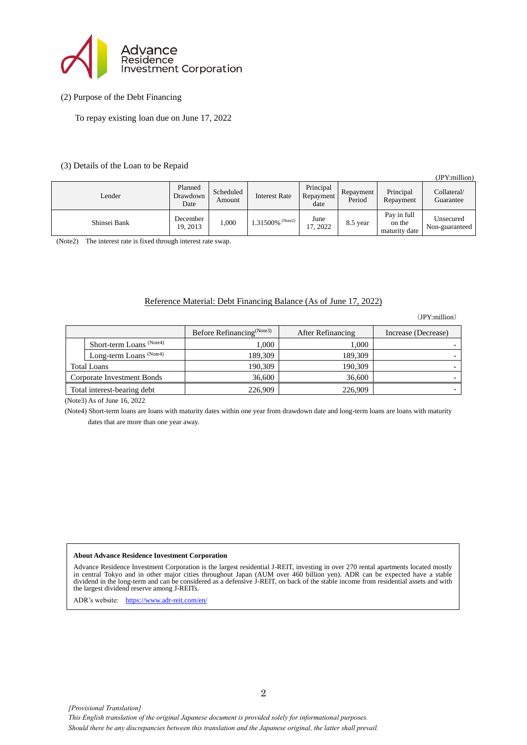(2) Purpose of the Debt Financing

To repay existing loan due on June 17, 2022

(3) Details of the Loan to be Repaid

(JPY:million)

| Lender | Planned Drawdown Date | Scheduled Amount | Interest Rate | Principal Repayment date | Repayment Period | Principal Repayment | Collateral/ Guarantee |
|---|---|---|---|---|---|---|---|
| Shinsei Bank | December 19, 2013 | 1,000 | 1.31500% (Note2) | June 17, 2022 | 8.5 year | Pay in full on the maturity date | Unsecured Non-guaranteed |

(Note2) The interest rate is fixed through interest rate swap.

Reference Material: Debt Financing Balance (As of June 17, 2022)

(JPY:million)

| | | Before Refinancing (Note3) | After Refinancing | Increase (Decrease) |
|---|---|---|---|---|
| | Short-term Loans (Note4) | 1,000 | 1,000 | - |
| | Long-term Loans (Note4) | 189,309 | 189,309 | - |
| Total Loans | | 190,309 | 190,309 | - |
| Corporate Investment Bonds | | 36,600 | 36,600 | - |
| Total interest-bearing debt | | 226,909 | 226,909 | - |

(Note3) As of June 16, 2022

(Note4) Short-term loans are loans with maturity dates within one year from drawdown date and long-term loans are loans with maturity dates that are more than one year away.

**About Advance Residence Investment Corporation**

Advance Residence Investment Corporation is the largest residential J-REIT, investing in over 270 rental apartments located mostly in central Tokyo and in other major cities throughout Japan (AUM over 460 billion yen). ADR can be expected have a stable dividend in the long-term and can be considered as a defensive J-REIT, on back of the stable income from residential assets and with the largest dividend reserve among J-REITs.

ADR's website: https://www.adr-reit.com/en/

*[Provisional Translation]*
*This English translation of the original Japanese document is provided solely for informational purposes.*
*Should there be any discrepancies between this translation and the Japanese original, the latter shall prevail.*